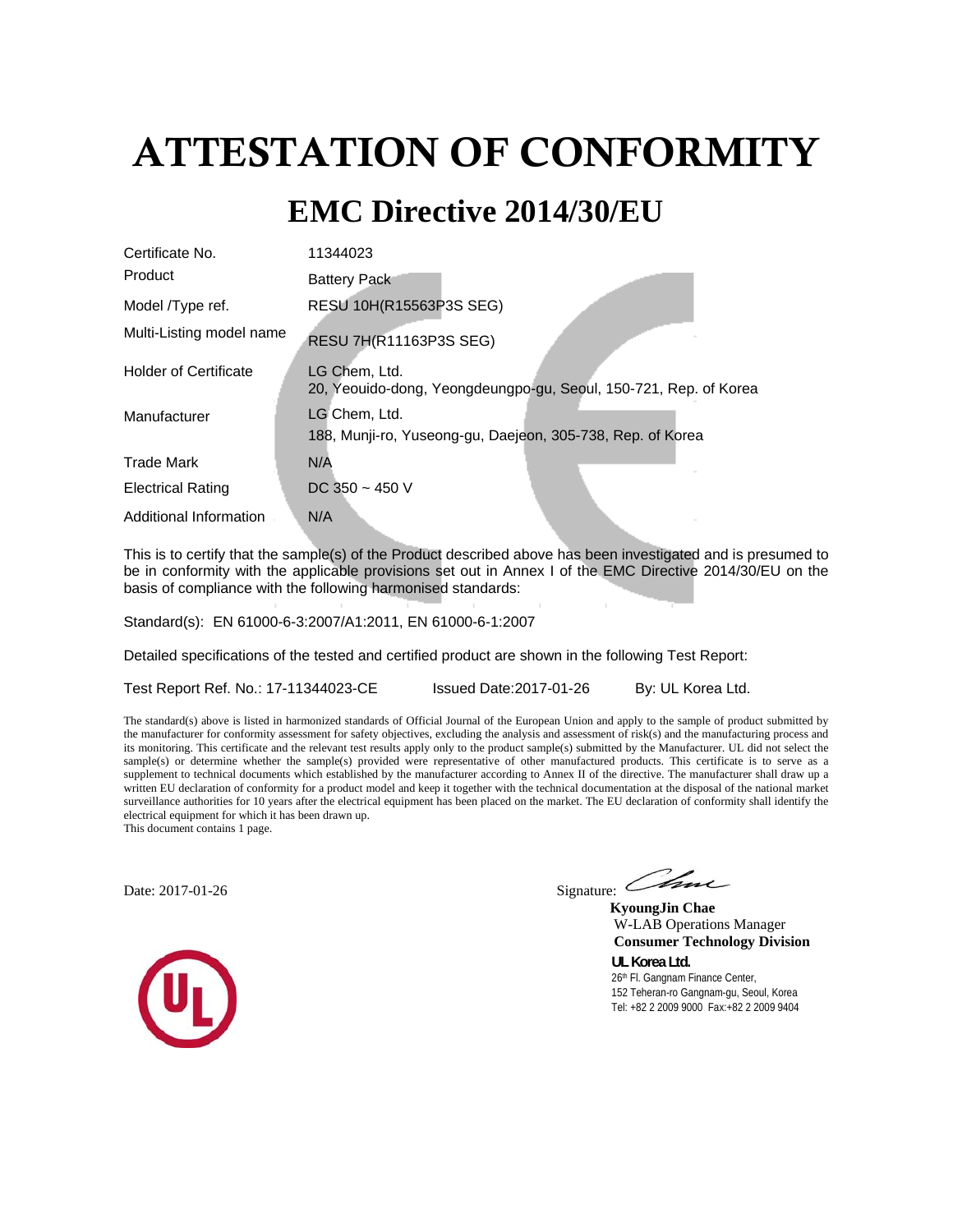# ATTESTATION OF CONFORMITY

## EMC Directive 2014/30/EU

| | |
|---|---|
| Certificate No. | 11344023 |
| Product | Battery Pack |
| Model /Type ref. | RESU 10H(R15563P3S SEG) |
| Multi-Listing model name | RESU 7H(R11163P3S SEG) |
| Holder of Certificate | LG Chem, Ltd.<br>20, Yeouido-dong, Yeongdeungpo-gu, Seoul, 150-721, Rep. of Korea |
| Manufacturer | LG Chem, Ltd.<br>188, Munji-ro, Yuseong-gu, Daejeon, 305-738, Rep. of Korea |
| Trade Mark | N/A |
| Electrical Rating | DC 350 ~ 450 V |
| Additional Information | N/A |

This is to certify that the sample(s) of the Product described above has been investigated and is presumed to be in conformity with the applicable provisions set out in Annex I of the EMC Directive 2014/30/EU on the basis of compliance with the following harmonised standards:

Standard(s): EN 61000-6-3:2007/A1:2011, EN 61000-6-1:2007

Detailed specifications of the tested and certified product are shown in the following Test Report:

Test Report Ref. No.: 17-11344023-CE Issued Date:2017-01-26 By: UL Korea Ltd.

The standard(s) above is listed in harmonized standards of Official Journal of the European Union and apply to the sample of product submitted by the manufacturer for conformity assessment for safety objectives, excluding the analysis and assessment of risk(s) and the manufacturing process and its monitoring. This certificate and the relevant test results apply only to the product sample(s) submitted by the Manufacturer. UL did not select the sample(s) or determine whether the sample(s) provided were representative of other manufactured products. This certificate is to serve as a supplement to technical documents which established by the manufacturer according to Annex II of the directive. The manufacturer shall draw up a written EU declaration of conformity for a product model and keep it together with the technical documentation at the disposal of the national market surveillance authorities for 10 years after the electrical equipment has been placed on the market. The EU declaration of conformity shall identify the electrical equipment for which it has been drawn up.
This document contains 1 page.

Date: 2017-01-26

Signature:

**KyoungJin Chae**
W-LAB Operations Manager
**Consumer Technology Division**
**UL Korea Ltd.**
26th Fl. Gangnam Finance Center,
152 Teheran-ro Gangnam-gu, Seoul, Korea
Tel: +82 2 2009 9000 Fax:+82 2 2009 9404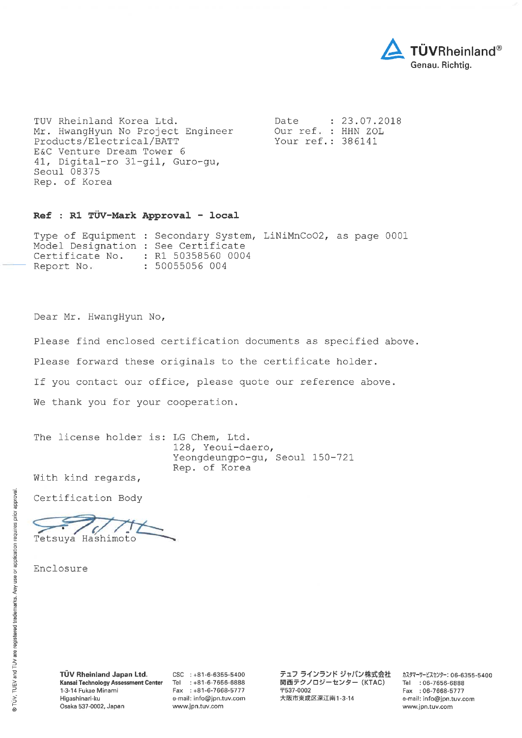TÜVRheinland®
Genau. Richtig.

TUV Rheinland Korea Ltd.
Mr. HwangHyun No Project Engineer
Products/Electrical/BATT
E&C Venture Dream Tower 6
41, Digital-ro 31-gil, Guro-gu,
Seoul 08375
Rep. of Korea

Date : 23.07.2018
Our ref. : HHN ZOL
Your ref.: 386141

**Ref : R1 TÜV-Mark Approval - local**

Type of Equipment : Secondary System, LiNiMnCoO2, as page 0001
Model Designation : See Certificate
Certificate No. : R1 50358560 0004
Report No. : 50055056 004

Dear Mr. HwangHyun No,

Please find enclosed certification documents as specified above.

Please forward these originals to the certificate holder.

If you contact our office, please quote our reference above.

We thank you for your cooperation.

The license holder is: LG Chem, Ltd.
128, Yeoui-daero,
Yeongdeungpo-gu, Seoul 150-721
Rep. of Korea

With kind regards,

Certification Body

Tetsuya Hashimoto

Enclosure

**TÜV Rheinland Japan Ltd.**
**Kansai Technology Assessment Center**
1-3-14 Fukae Minami
Higashinari-ku
Osaka 537-0002, Japan

CSC : +81-6-6355-5400
Tel : +81-6-7656-6888
Fax : +81-6-7668-5777
e-mail: info@jpn.tuv.com
www.jpn.tuv.com

テュフ ラインランド ジャパン株式会社
関西テクノロジーセンター（KTAC）
〒537-0002
大阪市東成区深江南1-3-14

ｶｽﾀﾏｰｻｰﾋﾞｽｾﾝﾀｰ: 06-6355-5400
Tel : 06-7656-6888
Fax : 06-7668-5777
e-mail: info@jpn.tuv.com
www.jpn.tuv.com

® TÜV, TUEV and TUV are registered trademarks. Any use or application requires prior approval.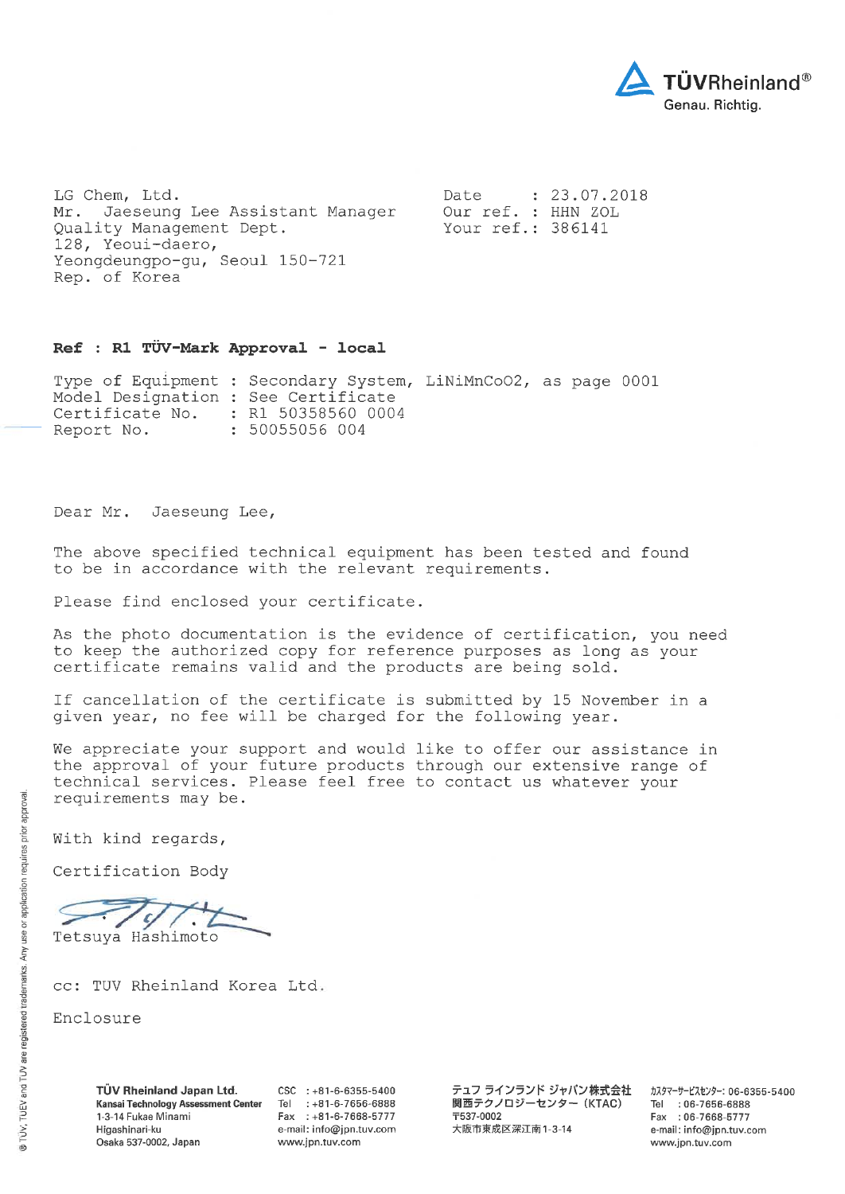TÜVRheinland®
Genau. Richtig.

LG Chem, Ltd.
Mr. Jaeseung Lee Assistant Manager
Quality Management Dept.
128, Yeoui-daero,
Yeongdeungpo-gu, Seoul 150-721
Rep. of Korea

Date : 23.07.2018
Our ref. : HHN ZOL
Your ref.: 386141

**Ref : R1 TÜV-Mark Approval - local**

Type of Equipment : Secondary System, LiNiMnCoO2, as page 0001
Model Designation : See Certificate
Certificate No. : R1 50358560 0004
Report No. : 50055056 004

Dear Mr. Jaeseung Lee,

The above specified technical equipment has been tested and found to be in accordance with the relevant requirements.

Please find enclosed your certificate.

As the photo documentation is the evidence of certification, you need to keep the authorized copy for reference purposes as long as your certificate remains valid and the products are being sold.

If cancellation of the certificate is submitted by 15 November in a given year, no fee will be charged for the following year.

We appreciate your support and would like to offer our assistance in the approval of your future products through our extensive range of technical services. Please feel free to contact us whatever your requirements may be.

With kind regards,

Certification Body

Tetsuya Hashimoto

cc: TUV Rheinland Korea Ltd.

Enclosure

**TÜV Rheinland Japan Ltd.**
**Kansai Technology Assessment Center**
1-3-14 Fukae Minami
Higashinari-ku
Osaka 537-0002, Japan

CSC : +81-6-6355-5400
Tel : +81-6-7656-6888
Fax : +81-6-7668-5777
e-mail: info@jpn.tuv.com
www.jpn.tuv.com

**テュフ ラインランド ジャパン株式会社**
**関西テクノロジーセンター (KTAC)**
〒537-0002
大阪市東成区深江南1-3-14

カスタマーサービスセンター: 06-6355-5400
Tel : 06-7656-6888
Fax : 06-7668-5777
e-mail: info@jpn.tuv.com
www.jpn.tuv.com

® TÜV, TUEV and TUV are registered trademarks. Any use or application requires prior approval.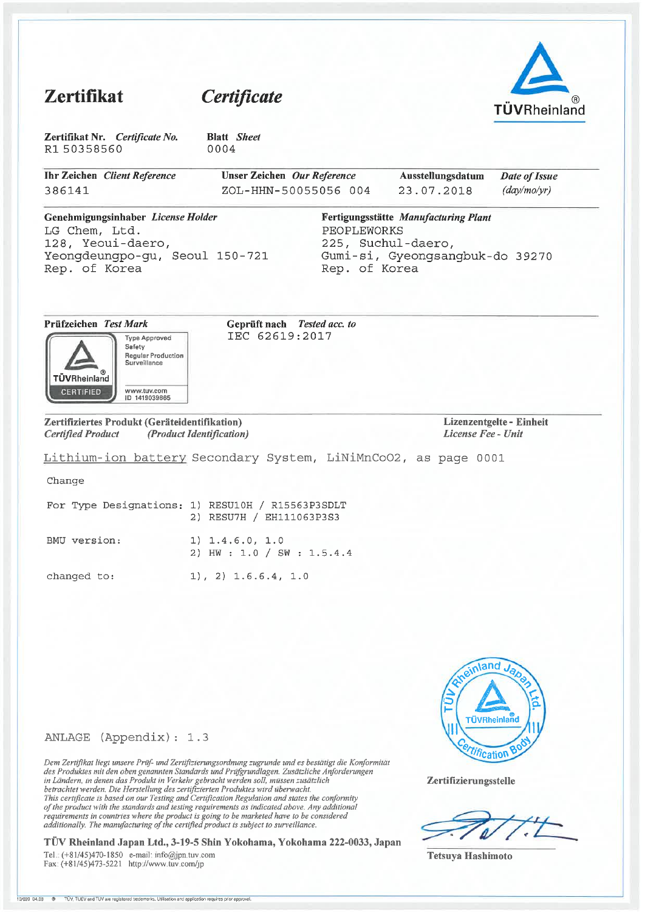# Zertifikat *Certificate*

TÜVRheinland®

**Zertifikat Nr.** *Certificate No.*
R1 50358560

**Blatt** *Sheet*
0004

| **Ihr Zeichen** *Client Reference* | **Unser Zeichen** *Our Reference* | **Ausstellungsdatum** *Date of Issue* (day/mo/yr) |
|---|---|---|
| 386141 | ZOL-HHN-50055056 004 | 23.07.2018 |

**Genehmigungsinhaber** *License Holder*
LG Chem, Ltd.
128, Yeoui-daero,
Yeongdeungpo-gu, Seoul 150-721
Rep. of Korea

**Fertigungsstätte** *Manufacturing Plant*
PEOPLEWORKS
225, Suchul-daero,
Gumi-si, Gyeongsangbuk-do 39270
Rep. of Korea

**Prüfzeichen** *Test Mark*

TÜVRheinland CERTIFIED
Type Approved
Safety
Regular Production
Surveillance
www.tuv.com
ID 1419039865

**Geprüft nach** *Tested acc. to*
IEC 62619:2017

**Zertifiziertes Produkt (Geräteidentifikation)** *Certified Product (Product Identification)*

**Lizenzentgelte - Einheit** *License Fee - Unit*

Lithium-ion battery Secondary System, $LiNiMnCoO_2$, as page 0001

Change

| | |
|---|---|
| For Type Designations: | 1) RESU10H / R15563P3SDLT |
| | 2) RESU7H / EH111063P3S3 |
| BMU version: | 1) 1.4.6.0, 1.0 |
| | 2) HW : 1.0 / SW : 1.5.4.4 |
| changed to: | 1), 2) 1.6.6.4, 1.0 |

ANLAGE (Appendix): 1.3

*Dem Zertifikat liegt unsere Prüf- und Zertifizierungsordnung zugrunde und es bestätigt die Konformität des Produktes mit den oben genannten Standards und Prüfgrundlagen. Zusätzliche Anforderungen in Ländern, in denen das Produkt in Verkehr gebracht werden soll, müssen zusätzlich betrachtet werden. Die Herstellung des zertifizierten Produktes wird überwacht.*
*This certificate is based on our Testing and Certification Regulation and states the conformity of the product with the standards and testing requirements as indicated above. Any additional requirements in countries where the product is going to be marketed have to be considered additionally. The manufacturing of the certified product is subject to surveillance.*

TÜV Rheinland Japan Ltd. Certification Body

**Zertifizierungsstelle**

Tetsuya Hashimoto

**TÜV Rheinland Japan Ltd., 3-19-5 Shin Yokohama, Yokohama 222-0033, Japan**
Tel.: (+81/45)470-1850 e-mail: info@jpn.tuv.com
Fax: (+81/45)473-5221 http://www.tuv.com/jp

10/2020 04.08 ® TÜV, TUEV and TUV are registered trademarks. Utilisation and application requires prior approval.